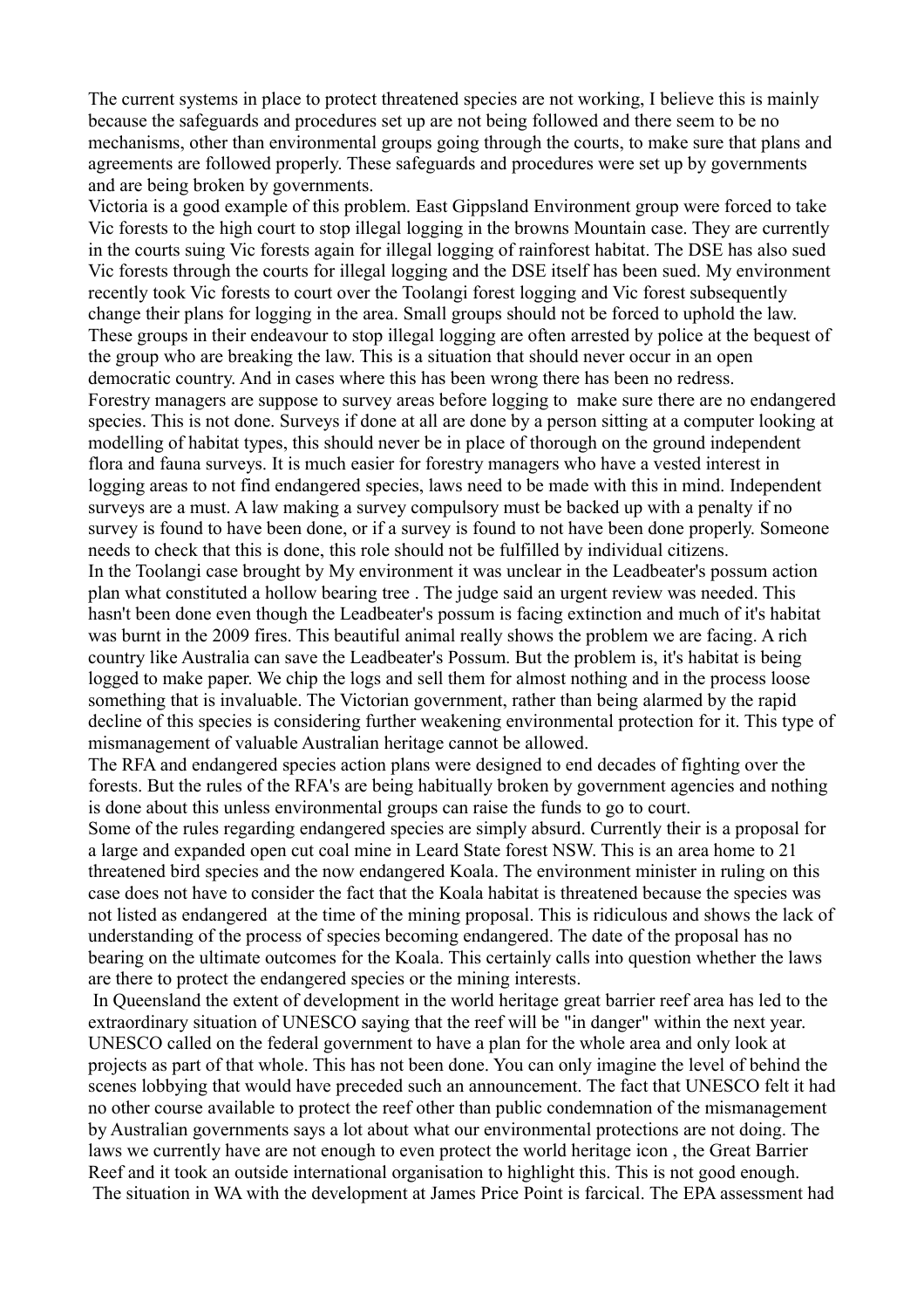The current systems in place to protect threatened species are not working, I believe this is mainly because the safeguards and procedures set up are not being followed and there seem to be no mechanisms, other than environmental groups going through the courts, to make sure that plans and agreements are followed properly. These safeguards and procedures were set up by governments and are being broken by governments.

Victoria is a good example of this problem. East Gippsland Environment group were forced to take Vic forests to the high court to stop illegal logging in the browns Mountain case. They are currently in the courts suing Vic forests again for illegal logging of rainforest habitat. The DSE has also sued Vic forests through the courts for illegal logging and the DSE itself has been sued. My environment recently took Vic forests to court over the Toolangi forest logging and Vic forest subsequently change their plans for logging in the area. Small groups should not be forced to uphold the law. These groups in their endeavour to stop illegal logging are often arrested by police at the bequest of the group who are breaking the law. This is a situation that should never occur in an open democratic country. And in cases where this has been wrong there has been no redress.

Forestry managers are suppose to survey areas before logging to make sure there are no endangered species. This is not done. Surveys if done at all are done by a person sitting at a computer looking at modelling of habitat types, this should never be in place of thorough on the ground independent flora and fauna surveys. It is much easier for forestry managers who have a vested interest in logging areas to not find endangered species, laws need to be made with this in mind. Independent surveys are a must. A law making a survey compulsory must be backed up with a penalty if no survey is found to have been done, or if a survey is found to not have been done properly. Someone needs to check that this is done, this role should not be fulfilled by individual citizens.

In the Toolangi case brought by My environment it was unclear in the Leadbeater's possum action plan what constituted a hollow bearing tree . The judge said an urgent review was needed. This hasn't been done even though the Leadbeater's possum is facing extinction and much of it's habitat was burnt in the 2009 fires. This beautiful animal really shows the problem we are facing. A rich country like Australia can save the Leadbeater's Possum. But the problem is, it's habitat is being logged to make paper. We chip the logs and sell them for almost nothing and in the process loose something that is invaluable. The Victorian government, rather than being alarmed by the rapid decline of this species is considering further weakening environmental protection for it. This type of mismanagement of valuable Australian heritage cannot be allowed.

The RFA and endangered species action plans were designed to end decades of fighting over the forests. But the rules of the RFA's are being habitually broken by government agencies and nothing is done about this unless environmental groups can raise the funds to go to court.

Some of the rules regarding endangered species are simply absurd. Currently their is a proposal for a large and expanded open cut coal mine in Leard State forest NSW. This is an area home to 21 threatened bird species and the now endangered Koala. The environment minister in ruling on this case does not have to consider the fact that the Koala habitat is threatened because the species was not listed as endangered at the time of the mining proposal. This is ridiculous and shows the lack of understanding of the process of species becoming endangered. The date of the proposal has no bearing on the ultimate outcomes for the Koala. This certainly calls into question whether the laws are there to protect the endangered species or the mining interests.

In Queensland the extent of development in the world heritage great barrier reef area has led to the extraordinary situation of UNESCO saying that the reef will be "in danger" within the next year. UNESCO called on the federal government to have a plan for the whole area and only look at projects as part of that whole. This has not been done. You can only imagine the level of behind the scenes lobbying that would have preceded such an announcement. The fact that UNESCO felt it had no other course available to protect the reef other than public condemnation of the mismanagement by Australian governments says a lot about what our environmental protections are not doing. The laws we currently have are not enough to even protect the world heritage icon , the Great Barrier Reef and it took an outside international organisation to highlight this. This is not good enough.

The situation in WA with the development at James Price Point is farcical. The EPA assessment had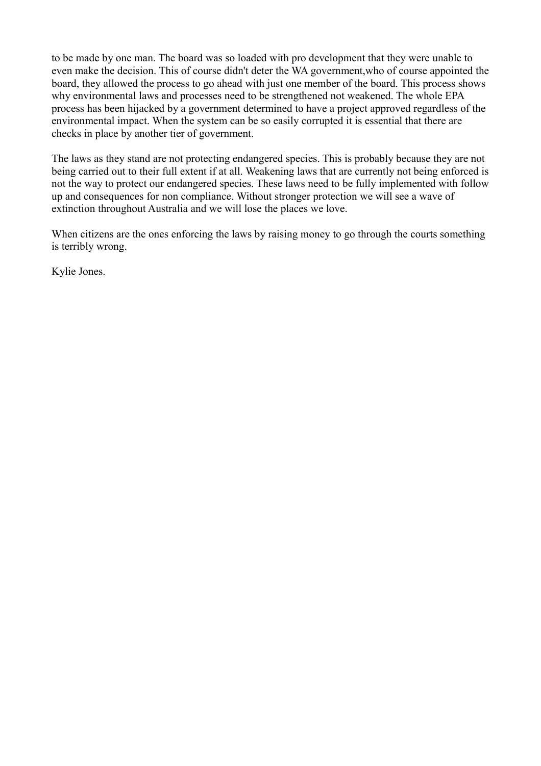to be made by one man. The board was so loaded with pro development that they were unable to even make the decision. This of course didn't deter the WA government,who of course appointed the board, they allowed the process to go ahead with just one member of the board. This process shows why environmental laws and processes need to be strengthened not weakened. The whole EPA process has been hijacked by a government determined to have a project approved regardless of the environmental impact. When the system can be so easily corrupted it is essential that there are checks in place by another tier of government.

The laws as they stand are not protecting endangered species. This is probably because they are not being carried out to their full extent if at all. Weakening laws that are currently not being enforced is not the way to protect our endangered species. These laws need to be fully implemented with follow up and consequences for non compliance. Without stronger protection we will see a wave of extinction throughout Australia and we will lose the places we love.

When citizens are the ones enforcing the laws by raising money to go through the courts something is terribly wrong.

Kylie Jones.